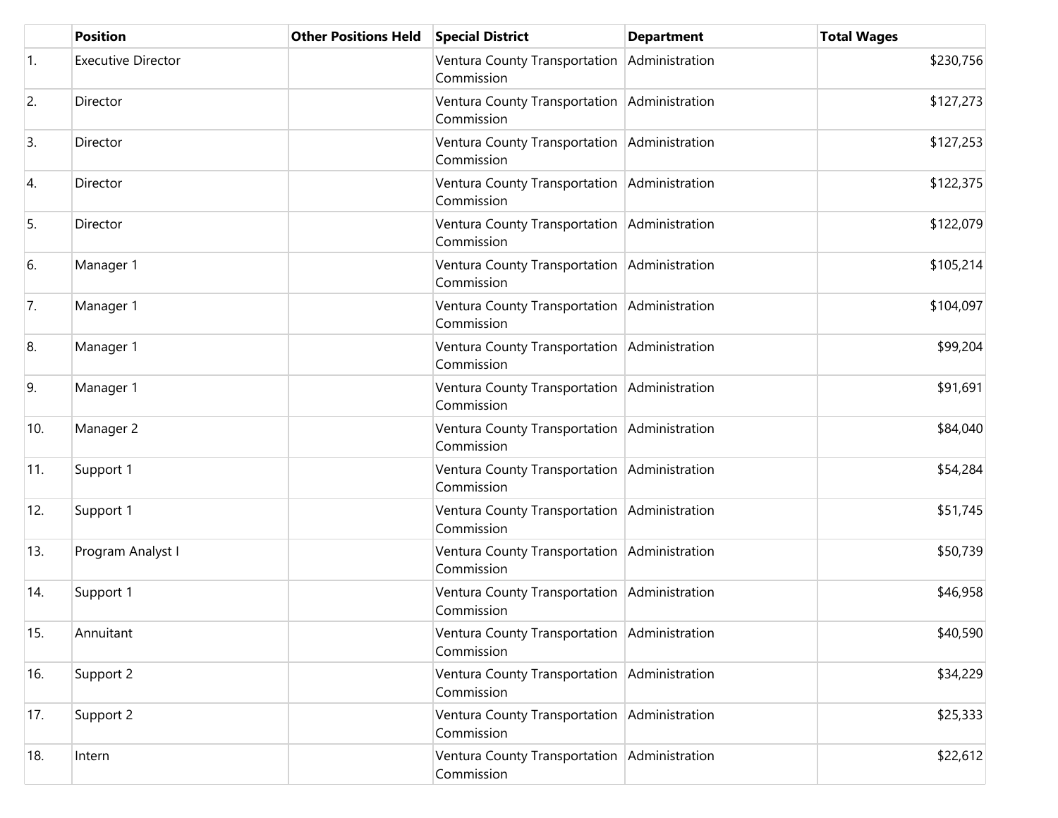| | Position | Other Positions Held | Special District | Department | Total Wages |
|---|---|---|---|---|---|
| 1. | Executive Director | | Ventura County Transportation Commission | Administration | $230,756 |
| 2. | Director | | Ventura County Transportation Commission | Administration | $127,273 |
| 3. | Director | | Ventura County Transportation Commission | Administration | $127,253 |
| 4. | Director | | Ventura County Transportation Commission | Administration | $122,375 |
| 5. | Director | | Ventura County Transportation Commission | Administration | $122,079 |
| 6. | Manager 1 | | Ventura County Transportation Commission | Administration | $105,214 |
| 7. | Manager 1 | | Ventura County Transportation Commission | Administration | $104,097 |
| 8. | Manager 1 | | Ventura County Transportation Commission | Administration | $99,204 |
| 9. | Manager 1 | | Ventura County Transportation Commission | Administration | $91,691 |
| 10. | Manager 2 | | Ventura County Transportation Commission | Administration | $84,040 |
| 11. | Support 1 | | Ventura County Transportation Commission | Administration | $54,284 |
| 12. | Support 1 | | Ventura County Transportation Commission | Administration | $51,745 |
| 13. | Program Analyst I | | Ventura County Transportation Commission | Administration | $50,739 |
| 14. | Support 1 | | Ventura County Transportation Commission | Administration | $46,958 |
| 15. | Annuitant | | Ventura County Transportation Commission | Administration | $40,590 |
| 16. | Support 2 | | Ventura County Transportation Commission | Administration | $34,229 |
| 17. | Support 2 | | Ventura County Transportation Commission | Administration | $25,333 |
| 18. | Intern | | Ventura County Transportation Commission | Administration | $22,612 |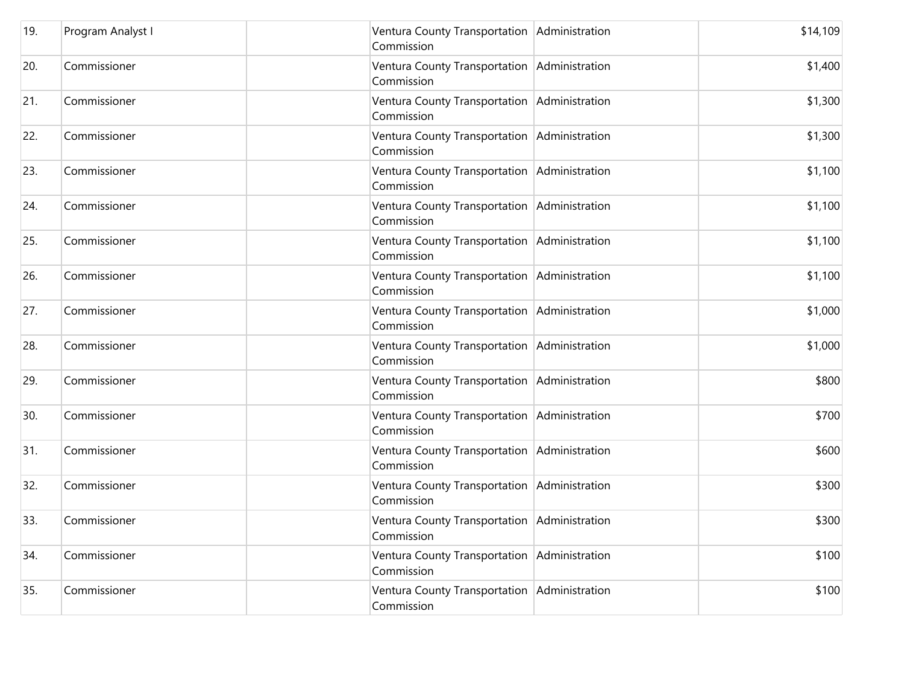| | | | | | |
|---|---|---|---|---|---|
| 19. | Program Analyst I | | Ventura County Transportation Commission | Administration | $14,109 |
| 20. | Commissioner | | Ventura County Transportation Commission | Administration | $1,400 |
| 21. | Commissioner | | Ventura County Transportation Commission | Administration | $1,300 |
| 22. | Commissioner | | Ventura County Transportation Commission | Administration | $1,300 |
| 23. | Commissioner | | Ventura County Transportation Commission | Administration | $1,100 |
| 24. | Commissioner | | Ventura County Transportation Commission | Administration | $1,100 |
| 25. | Commissioner | | Ventura County Transportation Commission | Administration | $1,100 |
| 26. | Commissioner | | Ventura County Transportation Commission | Administration | $1,100 |
| 27. | Commissioner | | Ventura County Transportation Commission | Administration | $1,000 |
| 28. | Commissioner | | Ventura County Transportation Commission | Administration | $1,000 |
| 29. | Commissioner | | Ventura County Transportation Commission | Administration | $800 |
| 30. | Commissioner | | Ventura County Transportation Commission | Administration | $700 |
| 31. | Commissioner | | Ventura County Transportation Commission | Administration | $600 |
| 32. | Commissioner | | Ventura County Transportation Commission | Administration | $300 |
| 33. | Commissioner | | Ventura County Transportation Commission | Administration | $300 |
| 34. | Commissioner | | Ventura County Transportation Commission | Administration | $100 |
| 35. | Commissioner | | Ventura County Transportation Commission | Administration | $100 |